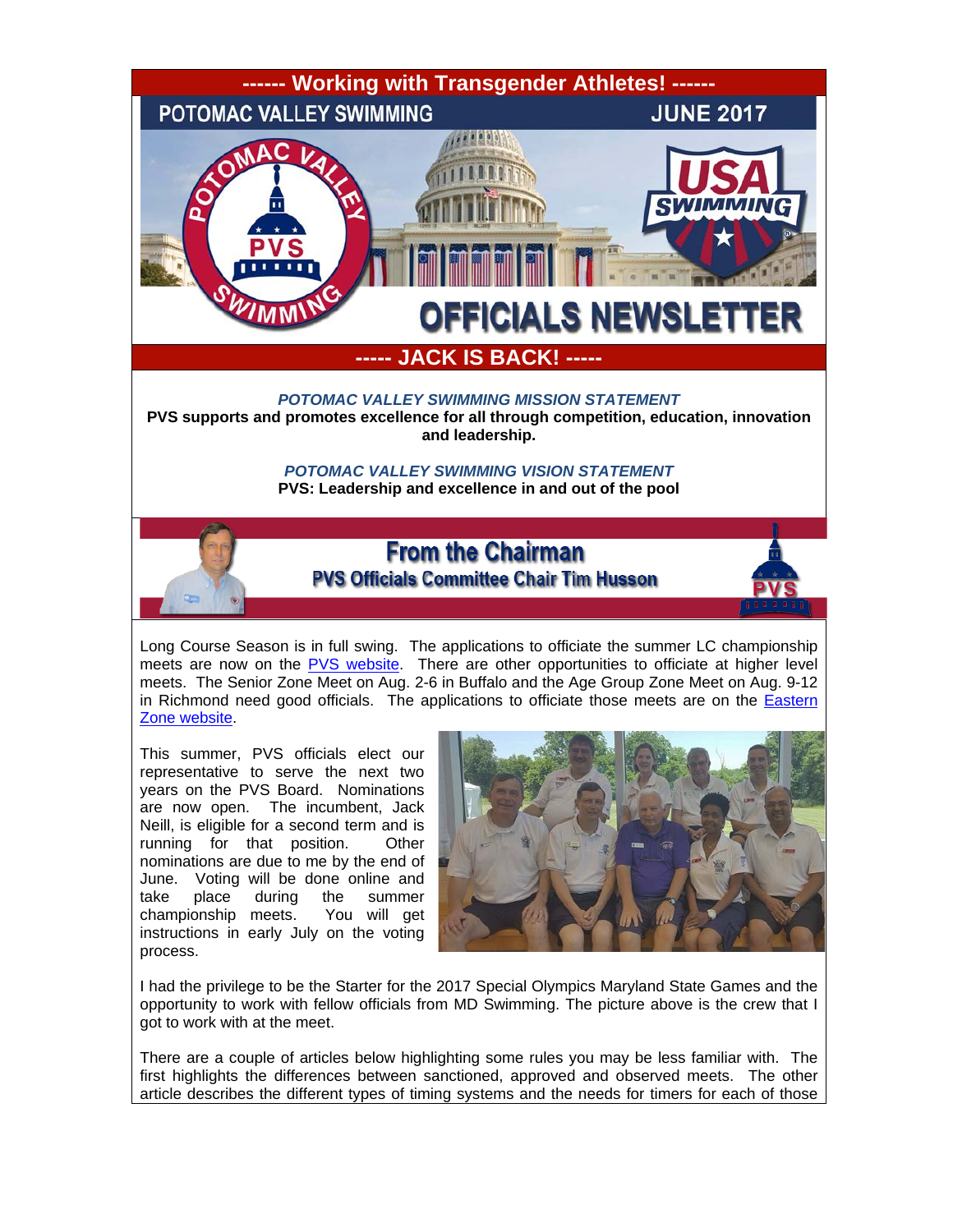**------ Working with Transgender Athletes! ------**

POTOMAC VALLEY SWIMMING JUNE 2017

# OFFICIALS NEWSLETTER

**----- JACK IS BACK! -----**

***POTOMAC VALLEY SWIMMING MISSION STATEMENT***

**PVS supports and promotes excellence for all through competition, education, innovation and leadership.**

***POTOMAC VALLEY SWIMMING VISION STATEMENT***

**PVS: Leadership and excellence in and out of the pool**

## From the Chairman

### PVS Officials Committee Chair Tim Husson

Long Course Season is in full swing. The applications to officiate the summer LC championship meets are now on the PVS website. There are other opportunities to officiate at higher level meets. The Senior Zone Meet on Aug. 2-6 in Buffalo and the Age Group Zone Meet on Aug. 9-12 in Richmond need good officials. The applications to officiate those meets are on the Eastern Zone website.

This summer, PVS officials elect our representative to serve the next two years on the PVS Board. Nominations are now open. The incumbent, Jack Neill, is eligible for a second term and is running for that position. Other nominations are due to me by the end of June. Voting will be done online and take place during the summer championship meets. You will get instructions in early July on the voting process.

I had the privilege to be the Starter for the 2017 Special Olympics Maryland State Games and the opportunity to work with fellow officials from MD Swimming. The picture above is the crew that I got to work with at the meet.

There are a couple of articles below highlighting some rules you may be less familiar with. The first highlights the differences between sanctioned, approved and observed meets. The other article describes the different types of timing systems and the needs for timers for each of those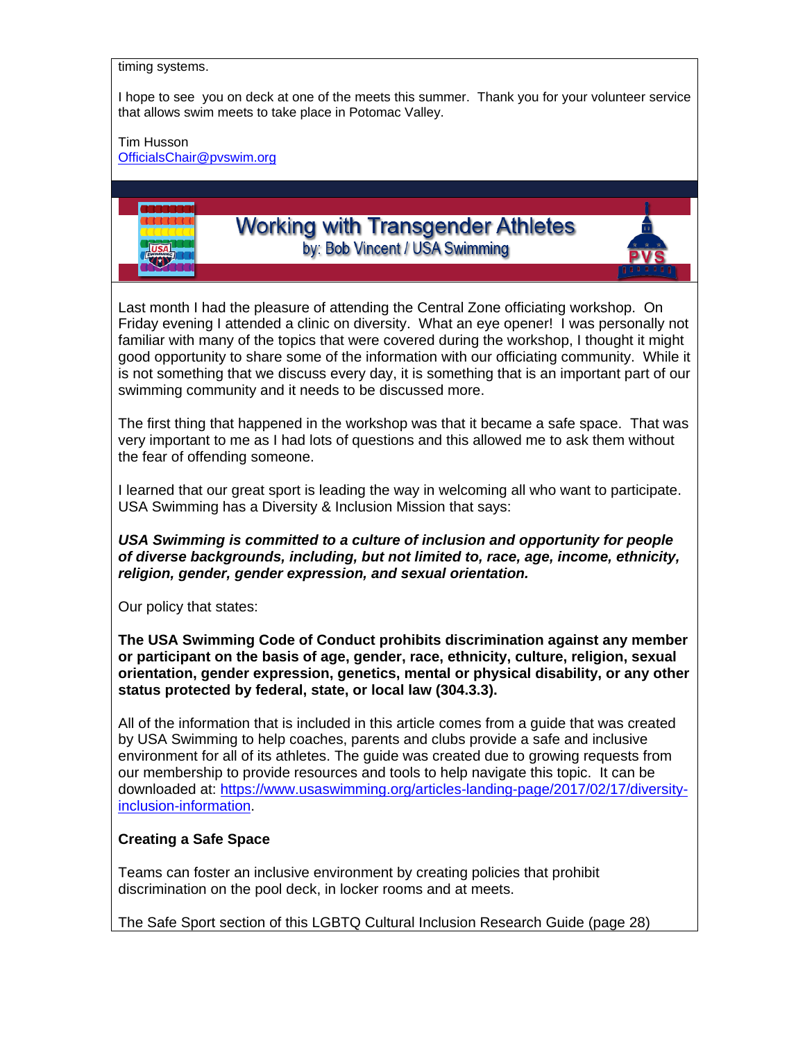timing systems.

I hope to see you on deck at one of the meets this summer. Thank you for your volunteer service that allows swim meets to take place in Potomac Valley.

Tim Husson
OfficialsChair@pvswim.org

## Working with Transgender Athletes

by: Bob Vincent / USA Swimming

Last month I had the pleasure of attending the Central Zone officiating workshop. On Friday evening I attended a clinic on diversity. What an eye opener! I was personally not familiar with many of the topics that were covered during the workshop, I thought it might good opportunity to share some of the information with our officiating community. While it is not something that we discuss every day, it is something that is an important part of our swimming community and it needs to be discussed more.

The first thing that happened in the workshop was that it became a safe space. That was very important to me as I had lots of questions and this allowed me to ask them without the fear of offending someone.

I learned that our great sport is leading the way in welcoming all who want to participate. USA Swimming has a Diversity & Inclusion Mission that says:

***USA Swimming is committed to a culture of inclusion and opportunity for people of diverse backgrounds, including, but not limited to, race, age, income, ethnicity, religion, gender, gender expression, and sexual orientation.***

Our policy that states:

**The USA Swimming Code of Conduct prohibits discrimination against any member or participant on the basis of age, gender, race, ethnicity, culture, religion, sexual orientation, gender expression, genetics, mental or physical disability, or any other status protected by federal, state, or local law (304.3.3).**

All of the information that is included in this article comes from a guide that was created by USA Swimming to help coaches, parents and clubs provide a safe and inclusive environment for all of its athletes. The guide was created due to growing requests from our membership to provide resources and tools to help navigate this topic. It can be downloaded at: https://www.usaswimming.org/articles-landing-page/2017/02/17/diversity-inclusion-information.

**Creating a Safe Space**

Teams can foster an inclusive environment by creating policies that prohibit discrimination on the pool deck, in locker rooms and at meets.

The Safe Sport section of this LGBTQ Cultural Inclusion Research Guide (page 28)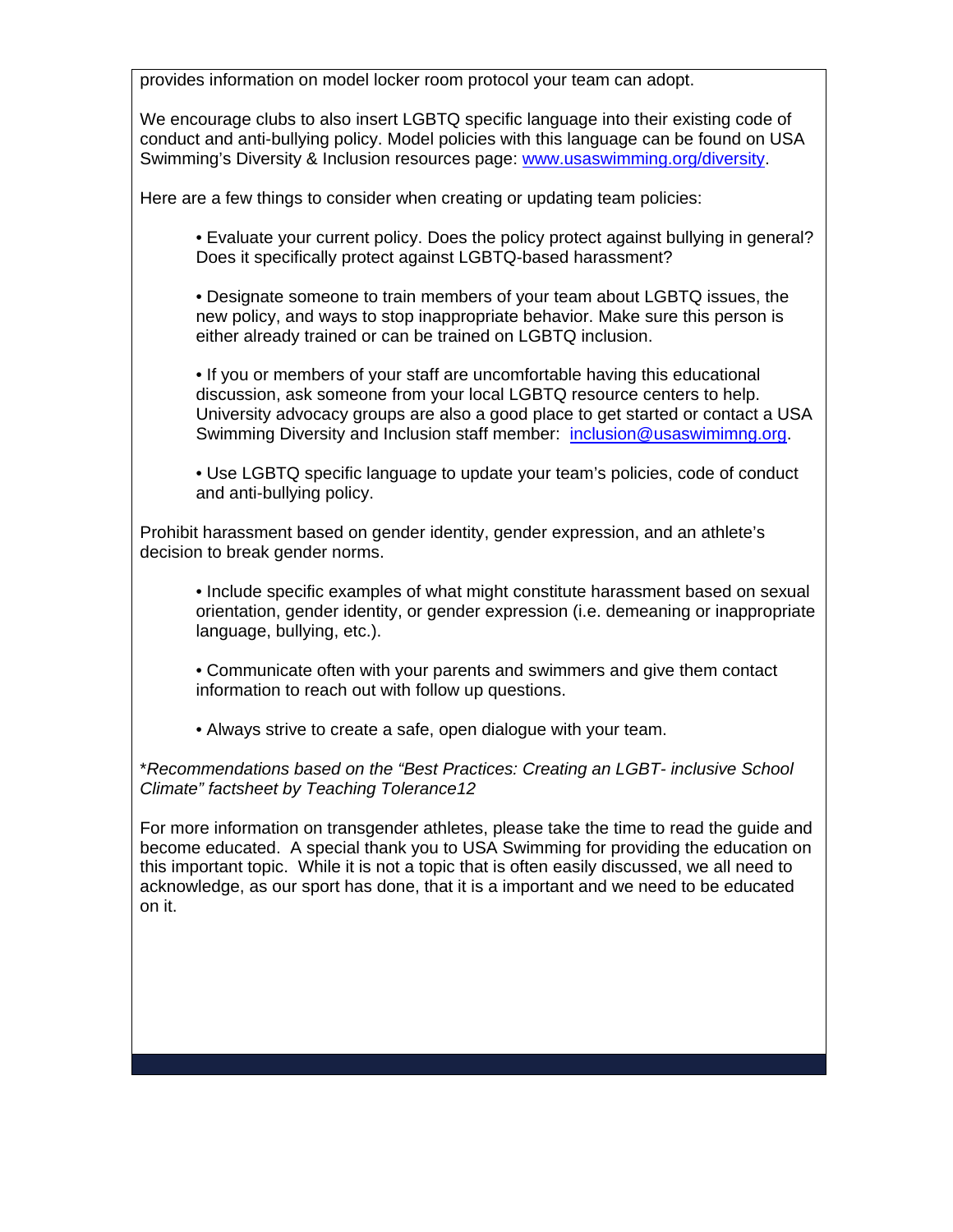provides information on model locker room protocol your team can adopt.

We encourage clubs to also insert LGBTQ specific language into their existing code of conduct and anti-bullying policy. Model policies with this language can be found on USA Swimming's Diversity & Inclusion resources page: [www.usaswimming.org/diversity](http://www.usaswimming.org/diversity).

Here are a few things to consider when creating or updating team policies:

- Evaluate your current policy. Does the policy protect against bullying in general? Does it specifically protect against LGBTQ-based harassment?

- Designate someone to train members of your team about LGBTQ issues, the new policy, and ways to stop inappropriate behavior. Make sure this person is either already trained or can be trained on LGBTQ inclusion.

- If you or members of your staff are uncomfortable having this educational discussion, ask someone from your local LGBTQ resource centers to help. University advocacy groups are also a good place to get started or contact a USA Swimming Diversity and Inclusion staff member: [inclusion@usaswimimng.org](mailto:inclusion@usaswimimng.org).

- Use LGBTQ specific language to update your team's policies, code of conduct and anti-bullying policy.

Prohibit harassment based on gender identity, gender expression, and an athlete's decision to break gender norms.

- Include specific examples of what might constitute harassment based on sexual orientation, gender identity, or gender expression (i.e. demeaning or inappropriate language, bullying, etc.).

- Communicate often with your parents and swimmers and give them contact information to reach out with follow up questions.

- Always strive to create a safe, open dialogue with your team.

*\*Recommendations based on the "Best Practices: Creating an LGBT- inclusive School Climate" factsheet by Teaching Tolerance12*

For more information on transgender athletes, please take the time to read the guide and become educated. A special thank you to USA Swimming for providing the education on this important topic. While it is not a topic that is often easily discussed, we all need to acknowledge, as our sport has done, that it is a important and we need to be educated on it.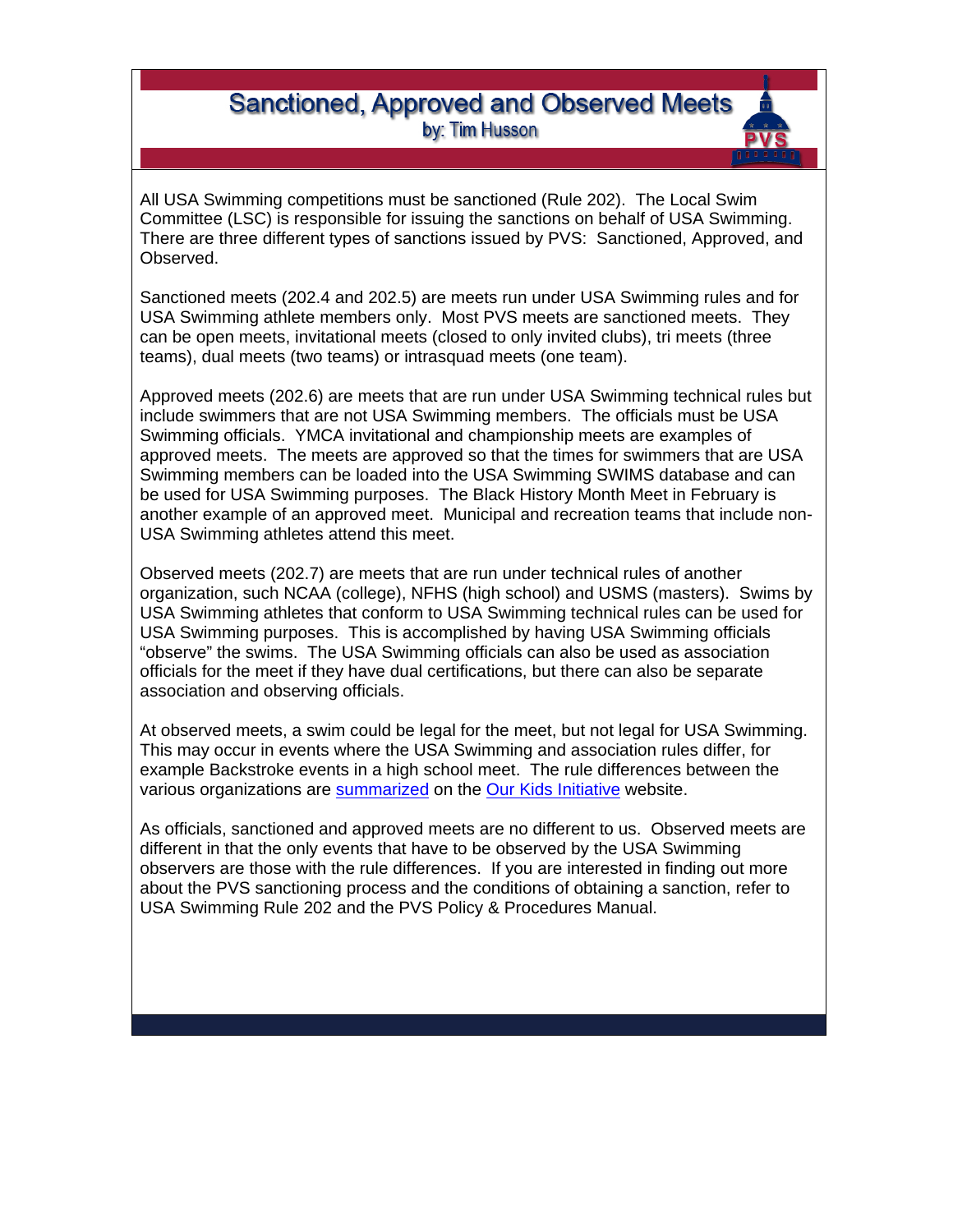# Sanctioned, Approved and Observed Meets

by: Tim Husson

All USA Swimming competitions must be sanctioned (Rule 202). The Local Swim Committee (LSC) is responsible for issuing the sanctions on behalf of USA Swimming. There are three different types of sanctions issued by PVS: Sanctioned, Approved, and Observed.

Sanctioned meets (202.4 and 202.5) are meets run under USA Swimming rules and for USA Swimming athlete members only. Most PVS meets are sanctioned meets. They can be open meets, invitational meets (closed to only invited clubs), tri meets (three teams), dual meets (two teams) or intrasquad meets (one team).

Approved meets (202.6) are meets that are run under USA Swimming technical rules but include swimmers that are not USA Swimming members. The officials must be USA Swimming officials. YMCA invitational and championship meets are examples of approved meets. The meets are approved so that the times for swimmers that are USA Swimming members can be loaded into the USA Swimming SWIMS database and can be used for USA Swimming purposes. The Black History Month Meet in February is another example of an approved meet. Municipal and recreation teams that include non-USA Swimming athletes attend this meet.

Observed meets (202.7) are meets that are run under technical rules of another organization, such NCAA (college), NFHS (high school) and USMS (masters). Swims by USA Swimming athletes that conform to USA Swimming technical rules can be used for USA Swimming purposes. This is accomplished by having USA Swimming officials "observe" the swims. The USA Swimming officials can also be used as association officials for the meet if they have dual certifications, but there can also be separate association and observing officials.

At observed meets, a swim could be legal for the meet, but not legal for USA Swimming. This may occur in events where the USA Swimming and association rules differ, for example Backstroke events in a high school meet. The rule differences between the various organizations are summarized on the Our Kids Initiative website.

As officials, sanctioned and approved meets are no different to us. Observed meets are different in that the only events that have to be observed by the USA Swimming observers are those with the rule differences. If you are interested in finding out more about the PVS sanctioning process and the conditions of obtaining a sanction, refer to USA Swimming Rule 202 and the PVS Policy & Procedures Manual.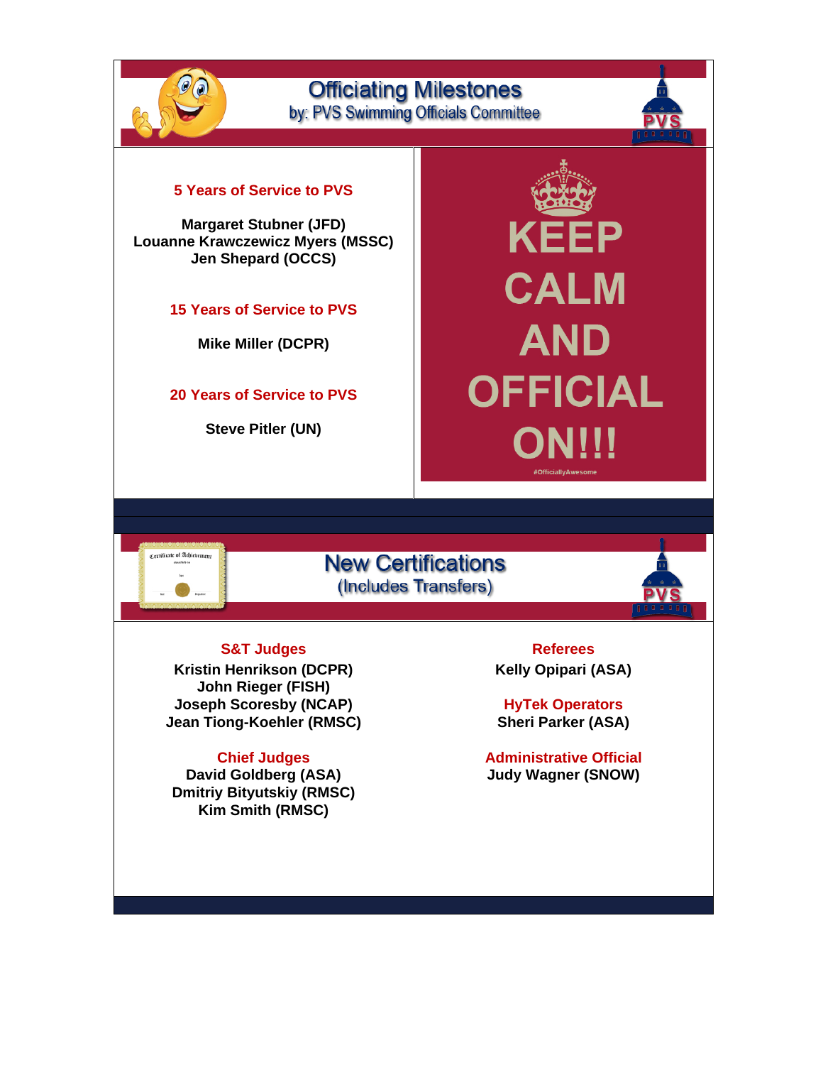# Officiating Milestones

by: PVS Swimming Officials Committee

### 5 Years of Service to PVS

**Margaret Stubner (JFD)**
**Louanne Krawczewicz Myers (MSSC)**
**Jen Shepard (OCCS)**

### 15 Years of Service to PVS

**Mike Miller (DCPR)**

### 20 Years of Service to PVS

**Steve Pitler (UN)**

KEEP CALM AND OFFICIAL ON!!!

#OfficiallyAwesome

# New Certifications

(Includes Transfers)

### S&T Judges

**Kristin Henrikson (DCPR)**
**John Rieger (FISH)**
**Joseph Scoresby (NCAP)**
**Jean Tiong-Koehler (RMSC)**

### Chief Judges

**David Goldberg (ASA)**
**Dmitriy Bityutskiy (RMSC)**
**Kim Smith (RMSC)**

### Referees

**Kelly Opipari (ASA)**

### HyTek Operators

**Sheri Parker (ASA)**

### Administrative Official

**Judy Wagner (SNOW)**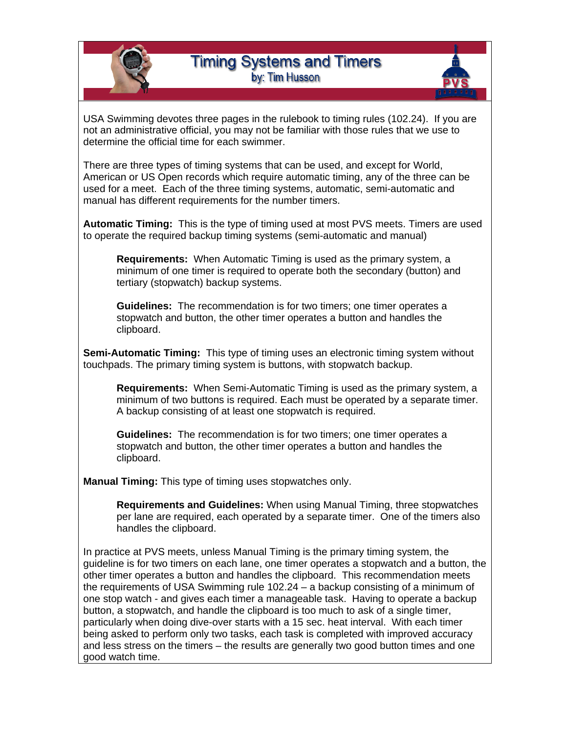# Timing Systems and Timers

by: Tim Husson

USA Swimming devotes three pages in the rulebook to timing rules (102.24). If you are not an administrative official, you may not be familiar with those rules that we use to determine the official time for each swimmer.

There are three types of timing systems that can be used, and except for World, American or US Open records which require automatic timing, any of the three can be used for a meet. Each of the three timing systems, automatic, semi-automatic and manual has different requirements for the number timers.

**Automatic Timing:** This is the type of timing used at most PVS meets. Timers are used to operate the required backup timing systems (semi-automatic and manual)

> **Requirements:** When Automatic Timing is used as the primary system, a minimum of one timer is required to operate both the secondary (button) and tertiary (stopwatch) backup systems.
>
> **Guidelines:** The recommendation is for two timers; one timer operates a stopwatch and button, the other timer operates a button and handles the clipboard.

**Semi-Automatic Timing:** This type of timing uses an electronic timing system without touchpads. The primary timing system is buttons, with stopwatch backup.

> **Requirements:** When Semi-Automatic Timing is used as the primary system, a minimum of two buttons is required. Each must be operated by a separate timer. A backup consisting of at least one stopwatch is required.
>
> **Guidelines:** The recommendation is for two timers; one timer operates a stopwatch and button, the other timer operates a button and handles the clipboard.

**Manual Timing:** This type of timing uses stopwatches only.

> **Requirements and Guidelines:** When using Manual Timing, three stopwatches per lane are required, each operated by a separate timer. One of the timers also handles the clipboard.

In practice at PVS meets, unless Manual Timing is the primary timing system, the guideline is for two timers on each lane, one timer operates a stopwatch and a button, the other timer operates a button and handles the clipboard. This recommendation meets the requirements of USA Swimming rule 102.24 – a backup consisting of a minimum of one stop watch - and gives each timer a manageable task. Having to operate a backup button, a stopwatch, and handle the clipboard is too much to ask of a single timer, particularly when doing dive-over starts with a 15 sec. heat interval. With each timer being asked to perform only two tasks, each task is completed with improved accuracy and less stress on the timers – the results are generally two good button times and one good watch time.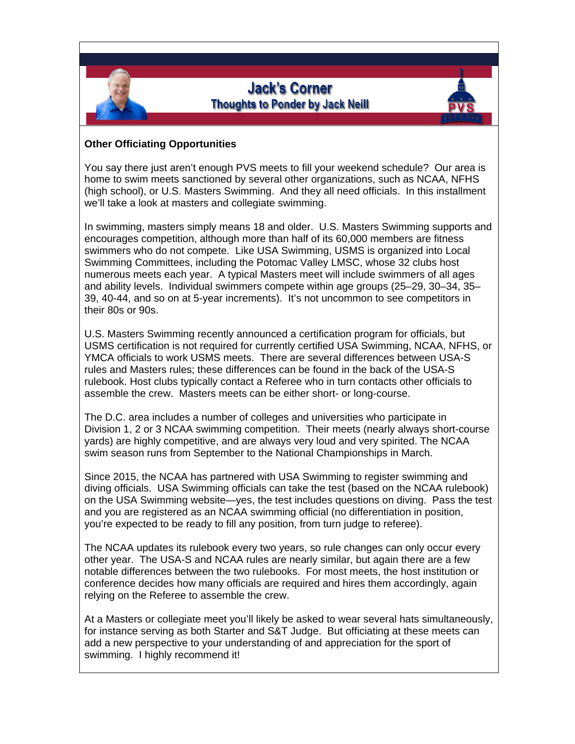# Jack's Corner

## Thoughts to Ponder by Jack Neill

**Other Officiating Opportunities**

You say there just aren't enough PVS meets to fill your weekend schedule? Our area is home to swim meets sanctioned by several other organizations, such as NCAA, NFHS (high school), or U.S. Masters Swimming. And they all need officials. In this installment we'll take a look at masters and collegiate swimming.

In swimming, masters simply means 18 and older. U.S. Masters Swimming supports and encourages competition, although more than half of its 60,000 members are fitness swimmers who do not compete. Like USA Swimming, USMS is organized into Local Swimming Committees, including the Potomac Valley LMSC, whose 32 clubs host numerous meets each year. A typical Masters meet will include swimmers of all ages and ability levels. Individual swimmers compete within age groups (25–29, 30–34, 35–39, 40-44, and so on at 5-year increments). It's not uncommon to see competitors in their 80s or 90s.

U.S. Masters Swimming recently announced a certification program for officials, but USMS certification is not required for currently certified USA Swimming, NCAA, NFHS, or YMCA officials to work USMS meets. There are several differences between USA-S rules and Masters rules; these differences can be found in the back of the USA-S rulebook. Host clubs typically contact a Referee who in turn contacts other officials to assemble the crew. Masters meets can be either short- or long-course.

The D.C. area includes a number of colleges and universities who participate in Division 1, 2 or 3 NCAA swimming competition. Their meets (nearly always short-course yards) are highly competitive, and are always very loud and very spirited. The NCAA swim season runs from September to the National Championships in March.

Since 2015, the NCAA has partnered with USA Swimming to register swimming and diving officials. USA Swimming officials can take the test (based on the NCAA rulebook) on the USA Swimming website—yes, the test includes questions on diving. Pass the test and you are registered as an NCAA swimming official (no differentiation in position, you're expected to be ready to fill any position, from turn judge to referee).

The NCAA updates its rulebook every two years, so rule changes can only occur every other year. The USA-S and NCAA rules are nearly similar, but again there are a few notable differences between the two rulebooks. For most meets, the host institution or conference decides how many officials are required and hires them accordingly, again relying on the Referee to assemble the crew.

At a Masters or collegiate meet you'll likely be asked to wear several hats simultaneously, for instance serving as both Starter and S&T Judge. But officiating at these meets can add a new perspective to your understanding of and appreciation for the sport of swimming. I highly recommend it!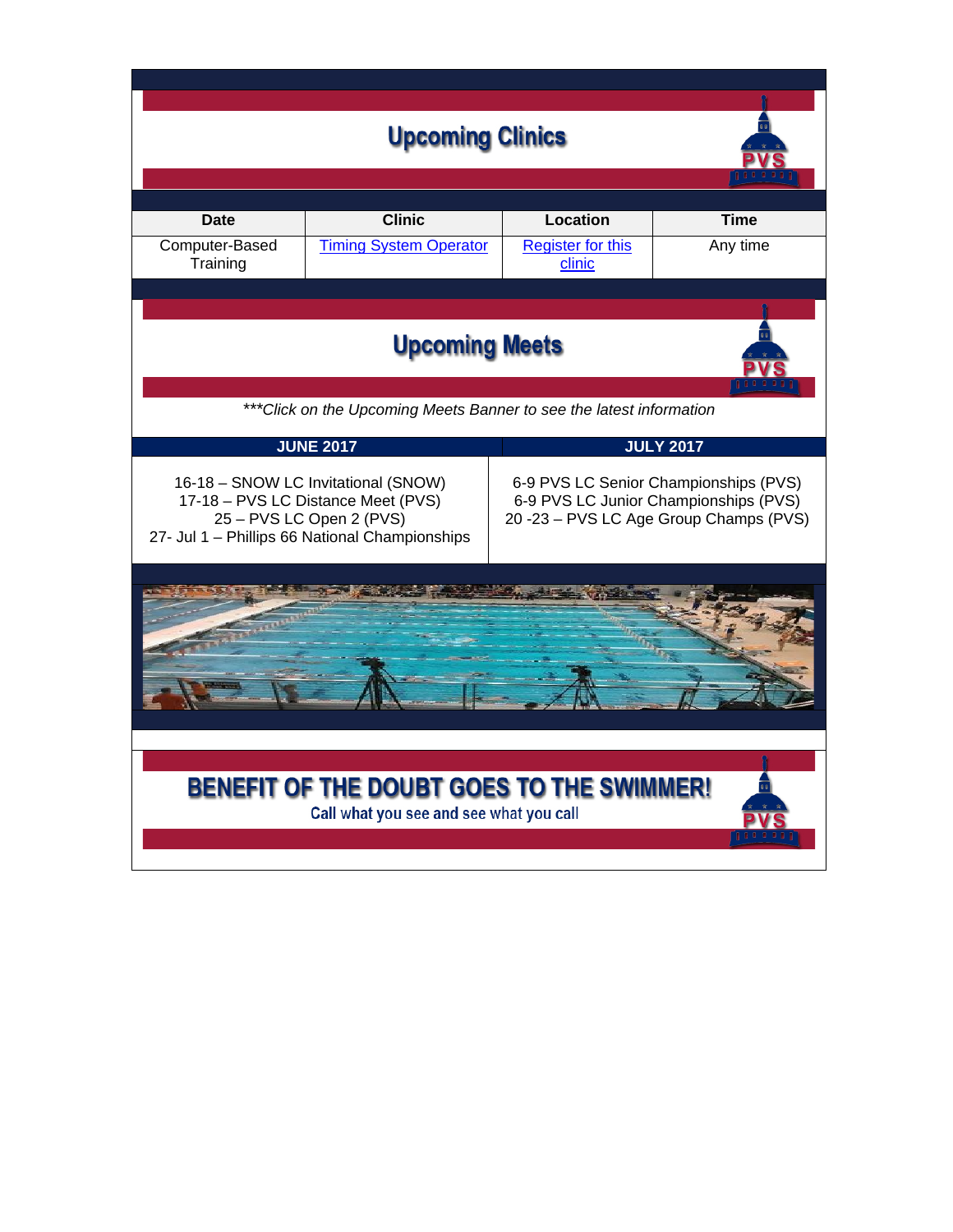## Upcoming Clinics

| Date | Clinic | Location | Time |
|---|---|---|---|
| Computer-Based Training | Timing System Operator | Register for this clinic | Any time |

## Upcoming Meets

*\*\*\*Click on the Upcoming Meets Banner to see the latest information*

| JUNE 2017 | JULY 2017 |
|---|---|
| 16-18 – SNOW LC Invitational (SNOW)<br>17-18 – PVS LC Distance Meet (PVS)<br>25 – PVS LC Open 2 (PVS)<br>27- Jul 1 – Phillips 66 National Championships | 6-9 PVS LC Senior Championships (PVS)<br>6-9 PVS LC Junior Championships (PVS)<br>20 -23 – PVS LC Age Group Champs (PVS) |

## BENEFIT OF THE DOUBT GOES TO THE SWIMMER!

Call what you see and see what you call